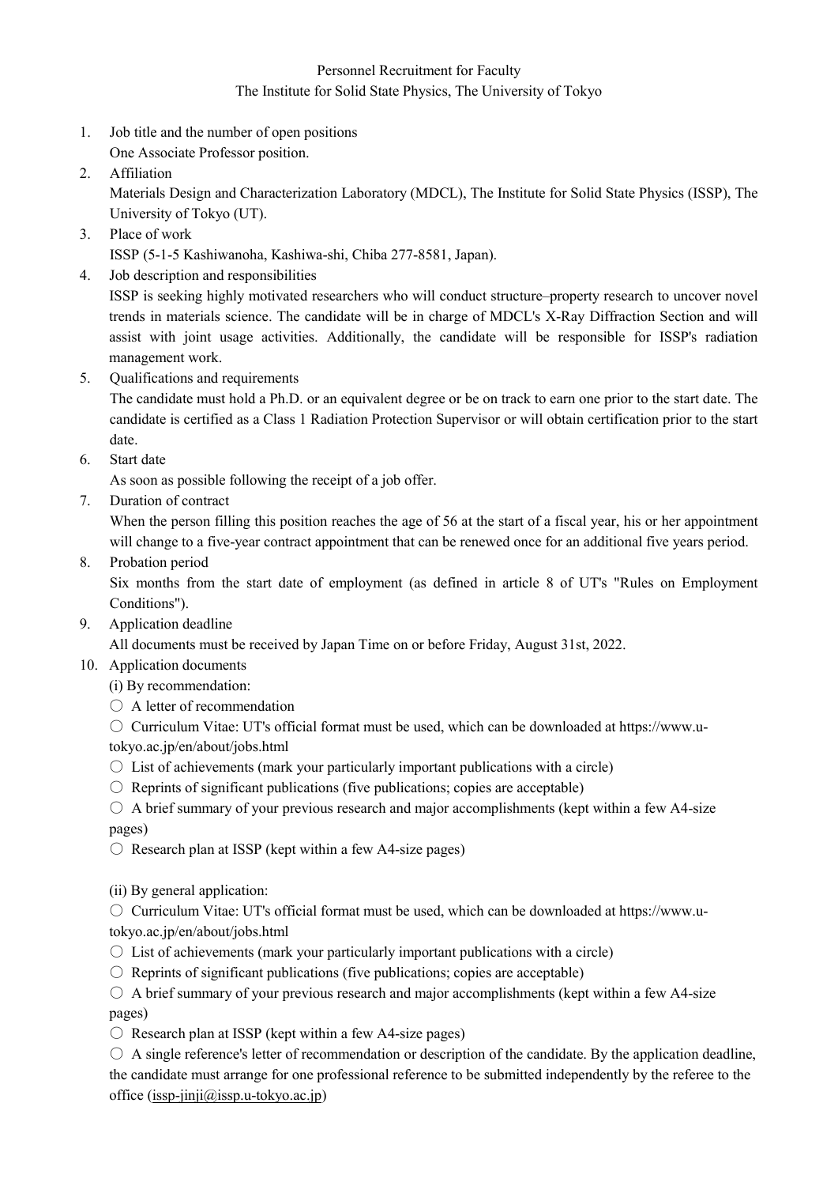Personnel Recruitment for Faculty

The Institute for Solid State Physics, The University of Tokyo

1. Job title and the number of open positions
   One Associate Professor position.
2. Affiliation
   Materials Design and Characterization Laboratory (MDCL), The Institute for Solid State Physics (ISSP), The University of Tokyo (UT).
3. Place of work
   ISSP (5-1-5 Kashiwanoha, Kashiwa-shi, Chiba 277-8581, Japan).
4. Job description and responsibilities
   ISSP is seeking highly motivated researchers who will conduct structure–property research to uncover novel trends in materials science. The candidate will be in charge of MDCL's X-Ray Diffraction Section and will assist with joint usage activities. Additionally, the candidate will be responsible for ISSP's radiation management work.
5. Qualifications and requirements
   The candidate must hold a Ph.D. or an equivalent degree or be on track to earn one prior to the start date. The candidate is certified as a Class 1 Radiation Protection Supervisor or will obtain certification prior to the start date.
6. Start date
   As soon as possible following the receipt of a job offer.
7. Duration of contract
   When the person filling this position reaches the age of 56 at the start of a fiscal year, his or her appointment will change to a five-year contract appointment that can be renewed once for an additional five years period.
8. Probation period
   Six months from the start date of employment (as defined in article 8 of UT's "Rules on Employment Conditions").
9. Application deadline
   All documents must be received by Japan Time on or before Friday, August 31st, 2022.
10. Application documents

    (i) By recommendation:

    ○ A letter of recommendation

    ○ Curriculum Vitae: UT's official format must be used, which can be downloaded at https://www.u-tokyo.ac.jp/en/about/jobs.html

    ○ List of achievements (mark your particularly important publications with a circle)

    ○ Reprints of significant publications (five publications; copies are acceptable)

    ○ A brief summary of your previous research and major accomplishments (kept within a few A4-size pages)

    ○ Research plan at ISSP (kept within a few A4-size pages)

    (ii) By general application:

    ○ Curriculum Vitae: UT's official format must be used, which can be downloaded at https://www.u-tokyo.ac.jp/en/about/jobs.html

    ○ List of achievements (mark your particularly important publications with a circle)

    ○ Reprints of significant publications (five publications; copies are acceptable)

    ○ A brief summary of your previous research and major accomplishments (kept within a few A4-size pages)

    ○ Research plan at ISSP (kept within a few A4-size pages)

    ○ A single reference's letter of recommendation or description of the candidate. By the application deadline, the candidate must arrange for one professional reference to be submitted independently by the referee to the office (issp-jinji@issp.u-tokyo.ac.jp)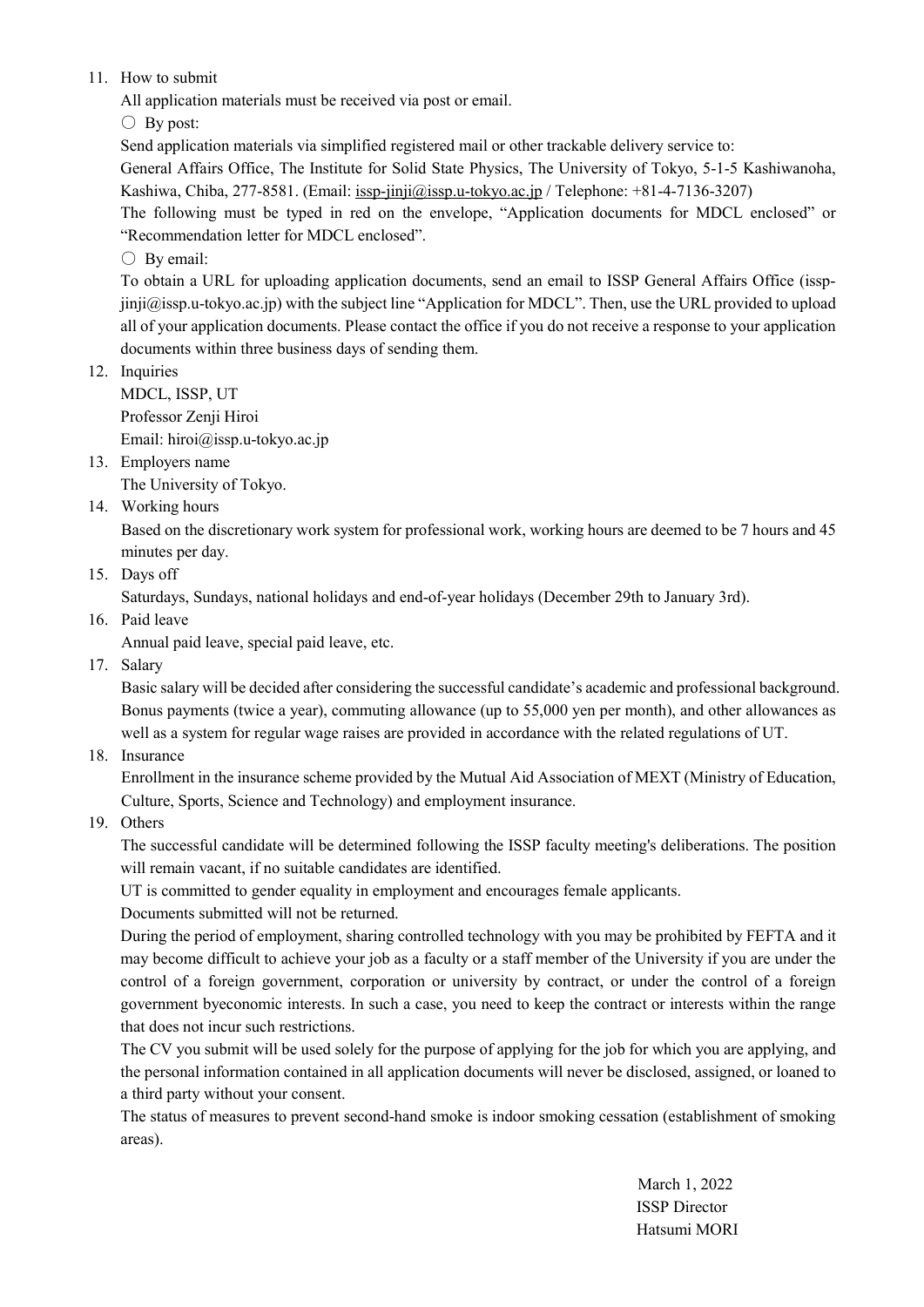11. How to submit

    All application materials must be received via post or email.

    ○ By post:

    Send application materials via simplified registered mail or other trackable delivery service to:

    General Affairs Office, The Institute for Solid State Physics, The University of Tokyo, 5-1-5 Kashiwanoha, Kashiwa, Chiba, 277-8581. (Email: issp-jinji@issp.u-tokyo.ac.jp / Telephone: +81-4-7136-3207)

    The following must be typed in red on the envelope, "Application documents for MDCL enclosed" or "Recommendation letter for MDCL enclosed".

    ○ By email:

    To obtain a URL for uploading application documents, send an email to ISSP General Affairs Office (issp-jinji@issp.u-tokyo.ac.jp) with the subject line "Application for MDCL". Then, use the URL provided to upload all of your application documents. Please contact the office if you do not receive a response to your application documents within three business days of sending them.

12. Inquiries

    MDCL, ISSP, UT

    Professor Zenji Hiroi

    Email: hiroi@issp.u-tokyo.ac.jp

13. Employers name

    The University of Tokyo.

14. Working hours

    Based on the discretionary work system for professional work, working hours are deemed to be 7 hours and 45 minutes per day.

15. Days off

    Saturdays, Sundays, national holidays and end-of-year holidays (December 29th to January 3rd).

16. Paid leave

    Annual paid leave, special paid leave, etc.

17. Salary

    Basic salary will be decided after considering the successful candidate's academic and professional background. Bonus payments (twice a year), commuting allowance (up to 55,000 yen per month), and other allowances as well as a system for regular wage raises are provided in accordance with the related regulations of UT.

18. Insurance

    Enrollment in the insurance scheme provided by the Mutual Aid Association of MEXT (Ministry of Education, Culture, Sports, Science and Technology) and employment insurance.

19. Others

    The successful candidate will be determined following the ISSP faculty meeting's deliberations. The position will remain vacant, if no suitable candidates are identified.

    UT is committed to gender equality in employment and encourages female applicants.

    Documents submitted will not be returned.

    During the period of employment, sharing controlled technology with you may be prohibited by FEFTA and it may become difficult to achieve your job as a faculty or a staff member of the University if you are under the control of a foreign government, corporation or university by contract, or under the control of a foreign government byeconomic interests. In such a case, you need to keep the contract or interests within the range that does not incur such restrictions.

    The CV you submit will be used solely for the purpose of applying for the job for which you are applying, and the personal information contained in all application documents will never be disclosed, assigned, or loaned to a third party without your consent.

    The status of measures to prevent second-hand smoke is indoor smoking cessation (establishment of smoking areas).

March 1, 2022

ISSP Director

Hatsumi MORI